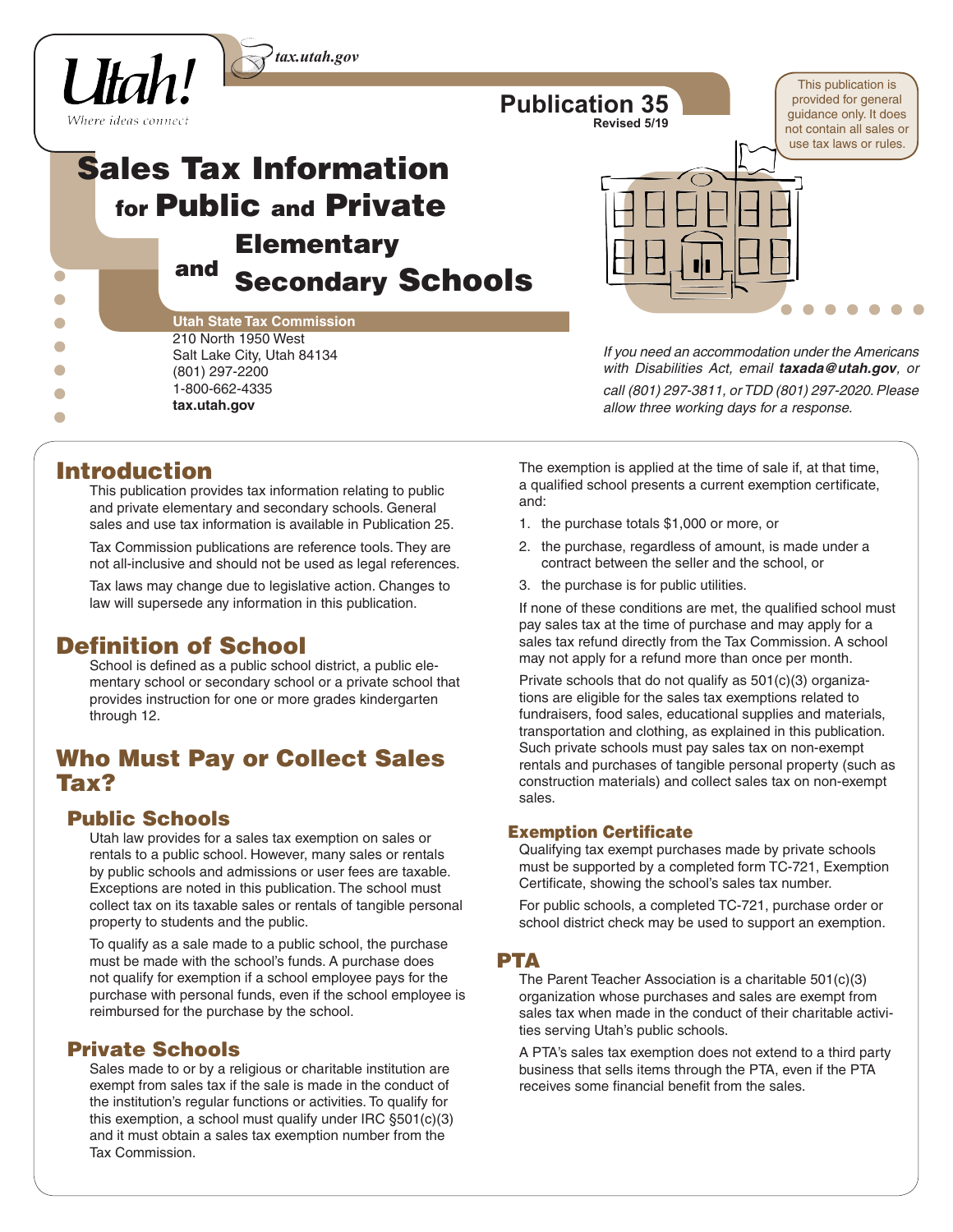Utah! *Where ideas connect*

*tax.utah.gov*

**Publication 35**
**Revised 5/19**

This publication is provided for general guidance only. It does not contain all sales or use tax laws or rules.

# Sales Tax Information for Public and Private Elementary and Secondary Schools

**Utah State Tax Commission**
210 North 1950 West
Salt Lake City, Utah 84134
(801) 297-2200
1-800-662-4335
**tax.utah.gov**

*If you need an accommodation under the Americans with Disabilities Act, email **taxada@utah.gov**, or call (801) 297-3811, or TDD (801) 297-2020. Please allow three working days for a response.*

## Introduction

This publication provides tax information relating to public and private elementary and secondary schools. General sales and use tax information is available in Publication 25.

Tax Commission publications are reference tools. They are not all-inclusive and should not be used as legal references.

Tax laws may change due to legislative action. Changes to law will supersede any information in this publication.

## Definition of School

School is defined as a public school district, a public elementary school or secondary school or a private school that provides instruction for one or more grades kindergarten through 12.

## Who Must Pay or Collect Sales Tax?

### Public Schools

Utah law provides for a sales tax exemption on sales or rentals to a public school. However, many sales or rentals by public schools and admissions or user fees are taxable. Exceptions are noted in this publication. The school must collect tax on its taxable sales or rentals of tangible personal property to students and the public.

To qualify as a sale made to a public school, the purchase must be made with the school's funds. A purchase does not qualify for exemption if a school employee pays for the purchase with personal funds, even if the school employee is reimbursed for the purchase by the school.

### Private Schools

Sales made to or by a religious or charitable institution are exempt from sales tax if the sale is made in the conduct of the institution's regular functions or activities. To qualify for this exemption, a school must qualify under IRC §501(c)(3) and it must obtain a sales tax exemption number from the Tax Commission.

The exemption is applied at the time of sale if, at that time, a qualified school presents a current exemption certificate, and:

1. the purchase totals $1,000 or more, or
2. the purchase, regardless of amount, is made under a contract between the seller and the school, or
3. the purchase is for public utilities.

If none of these conditions are met, the qualified school must pay sales tax at the time of purchase and may apply for a sales tax refund directly from the Tax Commission. A school may not apply for a refund more than once per month.

Private schools that do not qualify as 501(c)(3) organizations are eligible for the sales tax exemptions related to fundraisers, food sales, educational supplies and materials, transportation and clothing, as explained in this publication. Such private schools must pay sales tax on non-exempt rentals and purchases of tangible personal property (such as construction materials) and collect sales tax on non-exempt sales.

### Exemption Certificate

Qualifying tax exempt purchases made by private schools must be supported by a completed form TC-721, Exemption Certificate, showing the school's sales tax number.

For public schools, a completed TC-721, purchase order or school district check may be used to support an exemption.

## PTA

The Parent Teacher Association is a charitable 501(c)(3) organization whose purchases and sales are exempt from sales tax when made in the conduct of their charitable activities serving Utah's public schools.

A PTA's sales tax exemption does not extend to a third party business that sells items through the PTA, even if the PTA receives some financial benefit from the sales.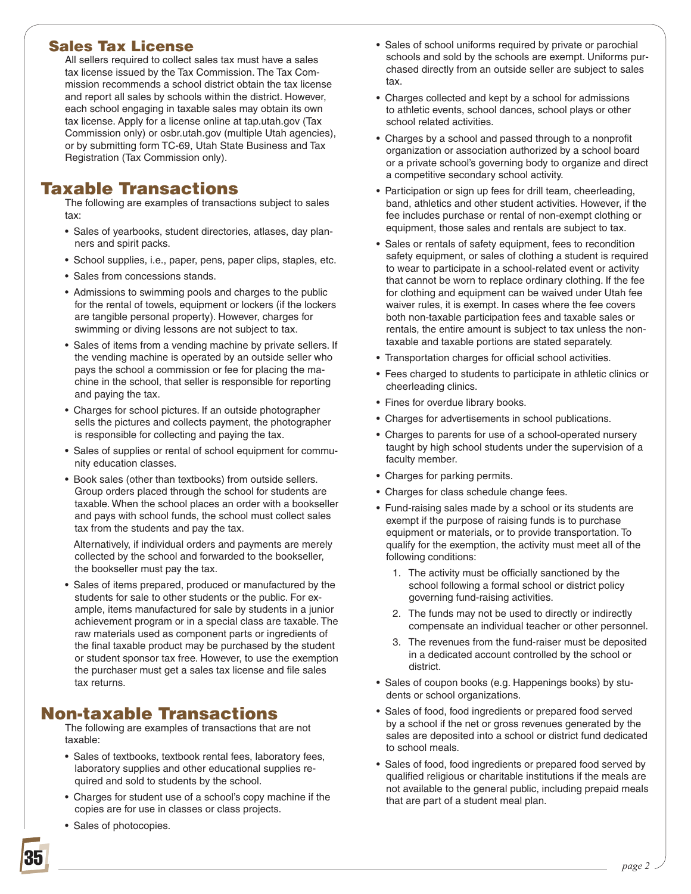## Sales Tax License

All sellers required to collect sales tax must have a sales tax license issued by the Tax Commission. The Tax Commission recommends a school district obtain the tax license and report all sales by schools within the district. However, each school engaging in taxable sales may obtain its own tax license. Apply for a license online at tap.utah.gov (Tax Commission only) or osbr.utah.gov (multiple Utah agencies), or by submitting form TC-69, Utah State Business and Tax Registration (Tax Commission only).

# Taxable Transactions

The following are examples of transactions subject to sales tax:

- Sales of yearbooks, student directories, atlases, day planners and spirit packs.
- School supplies, i.e., paper, pens, paper clips, staples, etc.
- Sales from concessions stands.
- Admissions to swimming pools and charges to the public for the rental of towels, equipment or lockers (if the lockers are tangible personal property). However, charges for swimming or diving lessons are not subject to tax.
- Sales of items from a vending machine by private sellers. If the vending machine is operated by an outside seller who pays the school a commission or fee for placing the machine in the school, that seller is responsible for reporting and paying the tax.
- Charges for school pictures. If an outside photographer sells the pictures and collects payment, the photographer is responsible for collecting and paying the tax.
- Sales of supplies or rental of school equipment for community education classes.
- Book sales (other than textbooks) from outside sellers. Group orders placed through the school for students are taxable. When the school places an order with a bookseller and pays with school funds, the school must collect sales tax from the students and pay the tax.

  Alternatively, if individual orders and payments are merely collected by the school and forwarded to the bookseller, the bookseller must pay the tax.
- Sales of items prepared, produced or manufactured by the students for sale to other students or the public. For example, items manufactured for sale by students in a junior achievement program or in a special class are taxable. The raw materials used as component parts or ingredients of the final taxable product may be purchased by the student or student sponsor tax free. However, to use the exemption the purchaser must get a sales tax license and file sales tax returns.

# Non-taxable Transactions

The following are examples of transactions that are not taxable:

- Sales of textbooks, textbook rental fees, laboratory fees, laboratory supplies and other educational supplies required and sold to students by the school.
- Charges for student use of a school's copy machine if the copies are for use in classes or class projects.
- Sales of photocopies.
- Sales of school uniforms required by private or parochial schools and sold by the schools are exempt. Uniforms purchased directly from an outside seller are subject to sales tax.
- Charges collected and kept by a school for admissions to athletic events, school dances, school plays or other school related activities.
- Charges by a school and passed through to a nonprofit organization or association authorized by a school board or a private school's governing body to organize and direct a competitive secondary school activity.
- Participation or sign up fees for drill team, cheerleading, band, athletics and other student activities. However, if the fee includes purchase or rental of non-exempt clothing or equipment, those sales and rentals are subject to tax.
- Sales or rentals of safety equipment, fees to recondition safety equipment, or sales of clothing a student is required to wear to participate in a school-related event or activity that cannot be worn to replace ordinary clothing. If the fee for clothing and equipment can be waived under Utah fee waiver rules, it is exempt. In cases where the fee covers both non-taxable participation fees and taxable sales or rentals, the entire amount is subject to tax unless the non-taxable and taxable portions are stated separately.
- Transportation charges for official school activities.
- Fees charged to students to participate in athletic clinics or cheerleading clinics.
- Fines for overdue library books.
- Charges for advertisements in school publications.
- Charges to parents for use of a school-operated nursery taught by high school students under the supervision of a faculty member.
- Charges for parking permits.
- Charges for class schedule change fees.
- Fund-raising sales made by a school or its students are exempt if the purpose of raising funds is to purchase equipment or materials, or to provide transportation. To qualify for the exemption, the activity must meet all of the following conditions:
  1. The activity must be officially sanctioned by the school following a formal school or district policy governing fund-raising activities.
  2. The funds may not be used to directly or indirectly compensate an individual teacher or other personnel.
  3. The revenues from the fund-raiser must be deposited in a dedicated account controlled by the school or district.
- Sales of coupon books (e.g. Happenings books) by students or school organizations.
- Sales of food, food ingredients or prepared food served by a school if the net or gross revenues generated by the sales are deposited into a school or district fund dedicated to school meals.
- Sales of food, food ingredients or prepared food served by qualified religious or charitable institutions if the meals are not available to the general public, including prepaid meals that are part of a student meal plan.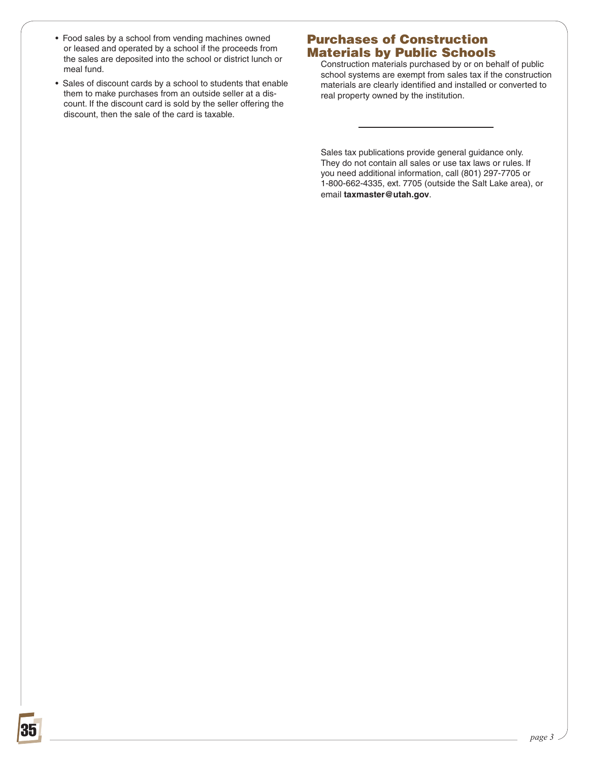- Food sales by a school from vending machines owned or leased and operated by a school if the proceeds from the sales are deposited into the school or district lunch or meal fund.
- Sales of discount cards by a school to students that enable them to make purchases from an outside seller at a discount. If the discount card is sold by the seller offering the discount, then the sale of the card is taxable.

## Purchases of Construction Materials by Public Schools

Construction materials purchased by or on behalf of public school systems are exempt from sales tax if the construction materials are clearly identified and installed or converted to real property owned by the institution.

---

Sales tax publications provide general guidance only. They do not contain all sales or use tax laws or rules. If you need additional information, call (801) 297-7705 or 1-800-662-4335, ext. 7705 (outside the Salt Lake area), or email **taxmaster@utah.gov**.